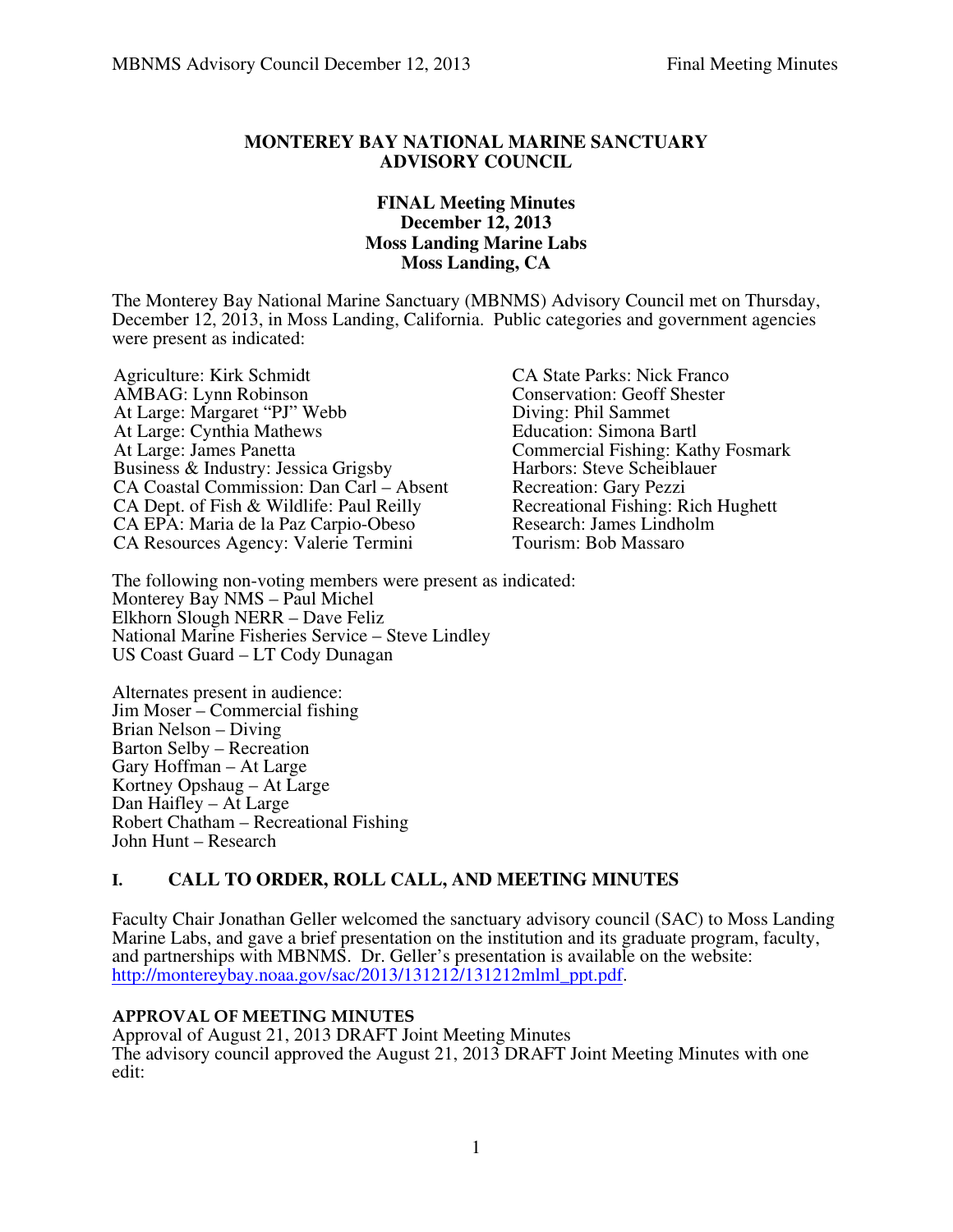# MONTEREY BAY NATIONAL MARINE SANCTUARY ADVISORY COUNCIL

**FINAL Meeting Minutes**
**December 12, 2013**
**Moss Landing Marine Labs**
**Moss Landing, CA**

The Monterey Bay National Marine Sanctuary (MBNMS) Advisory Council met on Thursday, December 12, 2013, in Moss Landing, California. Public categories and government agencies were present as indicated:

Agriculture: Kirk Schmidt
AMBAG: Lynn Robinson
At Large: Margaret "PJ" Webb
At Large: Cynthia Mathews
At Large: James Panetta
Business & Industry: Jessica Grigsby
CA Coastal Commission: Dan Carl – Absent
CA Dept. of Fish & Wildlife: Paul Reilly
CA EPA: Maria de la Paz Carpio-Obeso
CA Resources Agency: Valerie Termini
CA State Parks: Nick Franco
Conservation: Geoff Shester
Diving: Phil Sammet
Education: Simona Bartl
Commercial Fishing: Kathy Fosmark
Harbors: Steve Scheiblauer
Recreation: Gary Pezzi
Recreational Fishing: Rich Hughett
Research: James Lindholm
Tourism: Bob Massaro

The following non-voting members were present as indicated:
Monterey Bay NMS – Paul Michel
Elkhorn Slough NERR – Dave Feliz
National Marine Fisheries Service – Steve Lindley
US Coast Guard – LT Cody Dunagan

Alternates present in audience:
Jim Moser – Commercial fishing
Brian Nelson – Diving
Barton Selby – Recreation
Gary Hoffman – At Large
Kortney Opshaug – At Large
Dan Haifley – At Large
Robert Chatham – Recreational Fishing
John Hunt – Research

## I. CALL TO ORDER, ROLL CALL, AND MEETING MINUTES

Faculty Chair Jonathan Geller welcomed the sanctuary advisory council (SAC) to Moss Landing Marine Labs, and gave a brief presentation on the institution and its graduate program, faculty, and partnerships with MBNMS. Dr. Geller's presentation is available on the website: http://montereybay.noaa.gov/sac/2013/131212/131212mlml_ppt.pdf.

### APPROVAL OF MEETING MINUTES

Approval of August 21, 2013 DRAFT Joint Meeting Minutes
The advisory council approved the August 21, 2013 DRAFT Joint Meeting Minutes with one edit: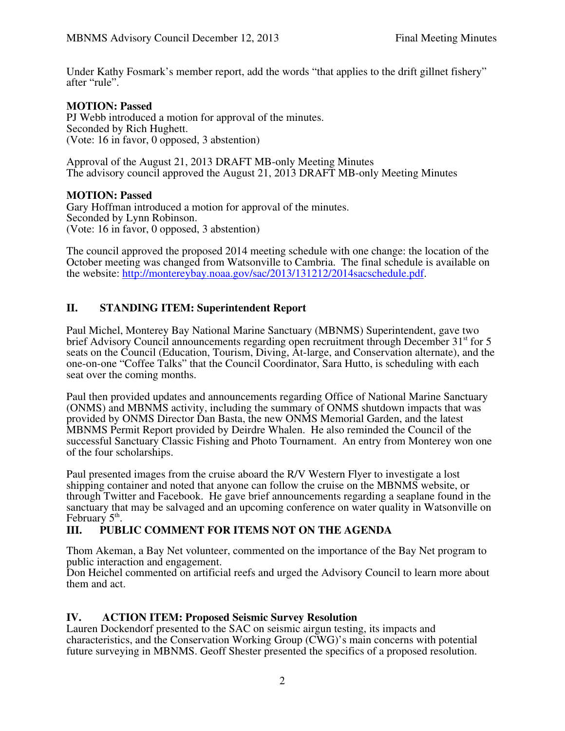Under Kathy Fosmark's member report, add the words "that applies to the drift gillnet fishery" after "rule".

**MOTION: Passed**
PJ Webb introduced a motion for approval of the minutes.
Seconded by Rich Hughett.
(Vote: 16 in favor, 0 opposed, 3 abstention)

Approval of the August 21, 2013 DRAFT MB-only Meeting Minutes
The advisory council approved the August 21, 2013 DRAFT MB-only Meeting Minutes

**MOTION: Passed**
Gary Hoffman introduced a motion for approval of the minutes.
Seconded by Lynn Robinson.
(Vote: 16 in favor, 0 opposed, 3 abstention)

The council approved the proposed 2014 meeting schedule with one change: the location of the October meeting was changed from Watsonville to Cambria. The final schedule is available on the website: http://montereybay.noaa.gov/sac/2013/131212/2014sacschedule.pdf.

## II. STANDING ITEM: Superintendent Report

Paul Michel, Monterey Bay National Marine Sanctuary (MBNMS) Superintendent, gave two brief Advisory Council announcements regarding open recruitment through December 31st for 5 seats on the Council (Education, Tourism, Diving, At-large, and Conservation alternate), and the one-on-one "Coffee Talks" that the Council Coordinator, Sara Hutto, is scheduling with each seat over the coming months.

Paul then provided updates and announcements regarding Office of National Marine Sanctuary (ONMS) and MBNMS activity, including the summary of ONMS shutdown impacts that was provided by ONMS Director Dan Basta, the new ONMS Memorial Garden, and the latest MBNMS Permit Report provided by Deirdre Whalen. He also reminded the Council of the successful Sanctuary Classic Fishing and Photo Tournament. An entry from Monterey won one of the four scholarships.

Paul presented images from the cruise aboard the R/V Western Flyer to investigate a lost shipping container and noted that anyone can follow the cruise on the MBNMS website, or through Twitter and Facebook. He gave brief announcements regarding a seaplane found in the sanctuary that may be salvaged and an upcoming conference on water quality in Watsonville on February 5th.

## III. PUBLIC COMMENT FOR ITEMS NOT ON THE AGENDA

Thom Akeman, a Bay Net volunteer, commented on the importance of the Bay Net program to public interaction and engagement.
Don Heichel commented on artificial reefs and urged the Advisory Council to learn more about them and act.

## IV. ACTION ITEM: Proposed Seismic Survey Resolution

Lauren Dockendorf presented to the SAC on seismic airgun testing, its impacts and characteristics, and the Conservation Working Group (CWG)'s main concerns with potential future surveying in MBNMS. Geoff Shester presented the specifics of a proposed resolution.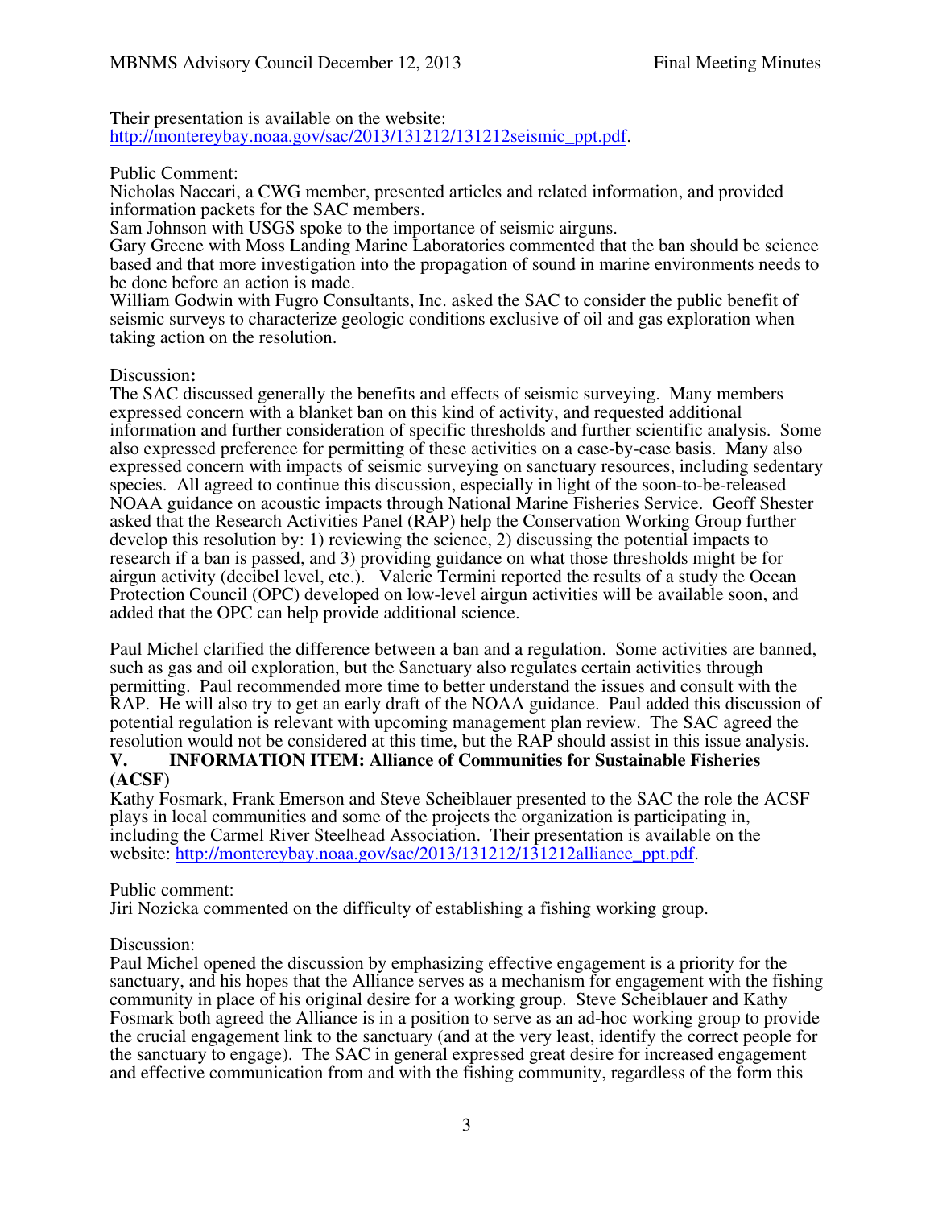Their presentation is available on the website: http://montereybay.noaa.gov/sac/2013/131212/131212seismic_ppt.pdf.

Public Comment:
Nicholas Naccari, a CWG member, presented articles and related information, and provided information packets for the SAC members.
Sam Johnson with USGS spoke to the importance of seismic airguns.
Gary Greene with Moss Landing Marine Laboratories commented that the ban should be science based and that more investigation into the propagation of sound in marine environments needs to be done before an action is made.
William Godwin with Fugro Consultants, Inc. asked the SAC to consider the public benefit of seismic surveys to characterize geologic conditions exclusive of oil and gas exploration when taking action on the resolution.

Discussion**:**
The SAC discussed generally the benefits and effects of seismic surveying. Many members expressed concern with a blanket ban on this kind of activity, and requested additional information and further consideration of specific thresholds and further scientific analysis. Some also expressed preference for permitting of these activities on a case-by-case basis. Many also expressed concern with impacts of seismic surveying on sanctuary resources, including sedentary species. All agreed to continue this discussion, especially in light of the soon-to-be-released NOAA guidance on acoustic impacts through National Marine Fisheries Service. Geoff Shester asked that the Research Activities Panel (RAP) help the Conservation Working Group further develop this resolution by: 1) reviewing the science, 2) discussing the potential impacts to research if a ban is passed, and 3) providing guidance on what those thresholds might be for airgun activity (decibel level, etc.). Valerie Termini reported the results of a study the Ocean Protection Council (OPC) developed on low-level airgun activities will be available soon, and added that the OPC can help provide additional science.

Paul Michel clarified the difference between a ban and a regulation. Some activities are banned, such as gas and oil exploration, but the Sanctuary also regulates certain activities through permitting. Paul recommended more time to better understand the issues and consult with the RAP. He will also try to get an early draft of the NOAA guidance. Paul added this discussion of potential regulation is relevant with upcoming management plan review. The SAC agreed the resolution would not be considered at this time, but the RAP should assist in this issue analysis.

## V. INFORMATION ITEM: Alliance of Communities for Sustainable Fisheries (ACSF)

Kathy Fosmark, Frank Emerson and Steve Scheiblauer presented to the SAC the role the ACSF plays in local communities and some of the projects the organization is participating in, including the Carmel River Steelhead Association. Their presentation is available on the website: http://montereybay.noaa.gov/sac/2013/131212/131212alliance_ppt.pdf.

Public comment:
Jiri Nozicka commented on the difficulty of establishing a fishing working group.

Discussion:
Paul Michel opened the discussion by emphasizing effective engagement is a priority for the sanctuary, and his hopes that the Alliance serves as a mechanism for engagement with the fishing community in place of his original desire for a working group. Steve Scheiblauer and Kathy Fosmark both agreed the Alliance is in a position to serve as an ad-hoc working group to provide the crucial engagement link to the sanctuary (and at the very least, identify the correct people for the sanctuary to engage). The SAC in general expressed great desire for increased engagement and effective communication from and with the fishing community, regardless of the form this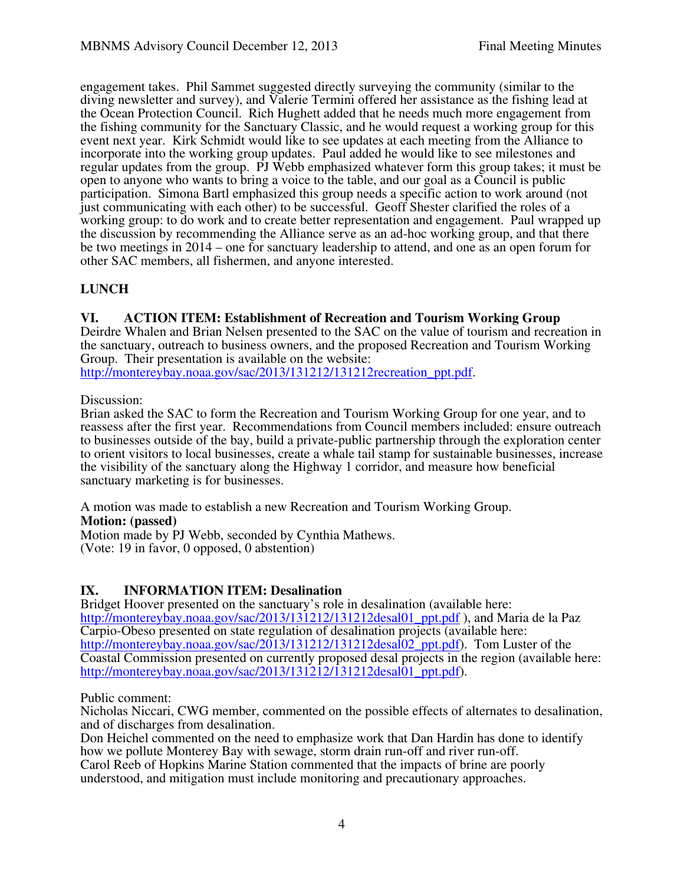engagement takes. Phil Sammet suggested directly surveying the community (similar to the diving newsletter and survey), and Valerie Termini offered her assistance as the fishing lead at the Ocean Protection Council. Rich Hughett added that he needs much more engagement from the fishing community for the Sanctuary Classic, and he would request a working group for this event next year. Kirk Schmidt would like to see updates at each meeting from the Alliance to incorporate into the working group updates. Paul added he would like to see milestones and regular updates from the group. PJ Webb emphasized whatever form this group takes; it must be open to anyone who wants to bring a voice to the table, and our goal as a Council is public participation. Simona Bartl emphasized this group needs a specific action to work around (not just communicating with each other) to be successful. Geoff Shester clarified the roles of a working group: to do work and to create better representation and engagement. Paul wrapped up the discussion by recommending the Alliance serve as an ad-hoc working group, and that there be two meetings in 2014 – one for sanctuary leadership to attend, and one as an open forum for other SAC members, all fishermen, and anyone interested.

**LUNCH**

**VI. ACTION ITEM: Establishment of Recreation and Tourism Working Group**

Deirdre Whalen and Brian Nelsen presented to the SAC on the value of tourism and recreation in the sanctuary, outreach to business owners, and the proposed Recreation and Tourism Working Group. Their presentation is available on the website: http://montereybay.noaa.gov/sac/2013/131212/131212recreation_ppt.pdf.

Discussion:

Brian asked the SAC to form the Recreation and Tourism Working Group for one year, and to reassess after the first year. Recommendations from Council members included: ensure outreach to businesses outside of the bay, build a private-public partnership through the exploration center to orient visitors to local businesses, create a whale tail stamp for sustainable businesses, increase the visibility of the sanctuary along the Highway 1 corridor, and measure how beneficial sanctuary marketing is for businesses.

A motion was made to establish a new Recreation and Tourism Working Group.

**Motion: (passed)**

Motion made by PJ Webb, seconded by Cynthia Mathews.

(Vote: 19 in favor, 0 opposed, 0 abstention)

**IX. INFORMATION ITEM: Desalination**

Bridget Hoover presented on the sanctuary's role in desalination (available here: http://montereybay.noaa.gov/sac/2013/131212/131212desal01_ppt.pdf ), and Maria de la Paz Carpio-Obeso presented on state regulation of desalination projects (available here: http://montereybay.noaa.gov/sac/2013/131212/131212desal02_ppt.pdf). Tom Luster of the Coastal Commission presented on currently proposed desal projects in the region (available here: http://montereybay.noaa.gov/sac/2013/131212/131212desal01_ppt.pdf).

Public comment:

Nicholas Niccari, CWG member, commented on the possible effects of alternates to desalination, and of discharges from desalination.

Don Heichel commented on the need to emphasize work that Dan Hardin has done to identify how we pollute Monterey Bay with sewage, storm drain run-off and river run-off.

Carol Reeb of Hopkins Marine Station commented that the impacts of brine are poorly understood, and mitigation must include monitoring and precautionary approaches.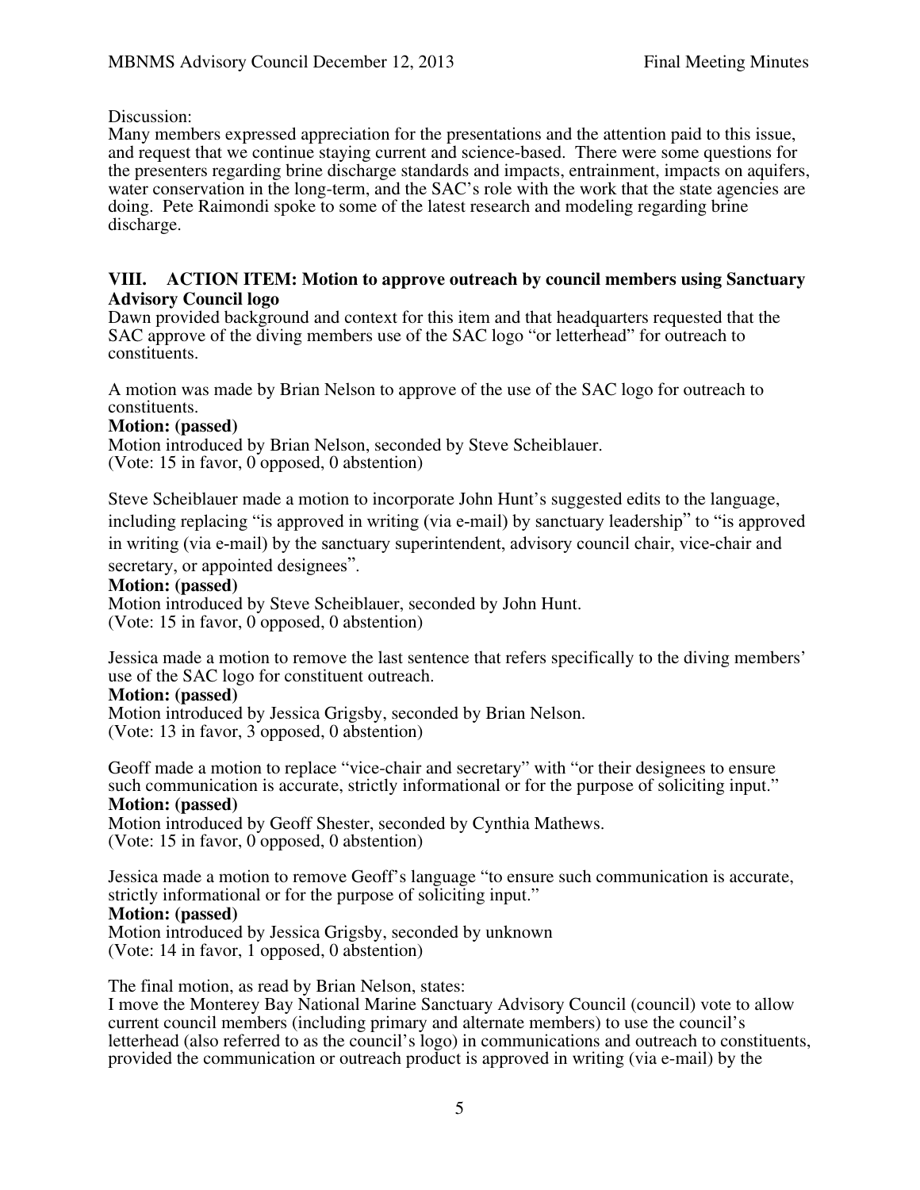Discussion:
Many members expressed appreciation for the presentations and the attention paid to this issue, and request that we continue staying current and science-based. There were some questions for the presenters regarding brine discharge standards and impacts, entrainment, impacts on aquifers, water conservation in the long-term, and the SAC's role with the work that the state agencies are doing. Pete Raimondi spoke to some of the latest research and modeling regarding brine discharge.

## VIII. ACTION ITEM: Motion to approve outreach by council members using Sanctuary Advisory Council logo

Dawn provided background and context for this item and that headquarters requested that the SAC approve of the diving members use of the SAC logo "or letterhead" for outreach to constituents.

A motion was made by Brian Nelson to approve of the use of the SAC logo for outreach to constituents.

**Motion: (passed)**
Motion introduced by Brian Nelson, seconded by Steve Scheiblauer.
(Vote: 15 in favor, 0 opposed, 0 abstention)

Steve Scheiblauer made a motion to incorporate John Hunt's suggested edits to the language, including replacing "is approved in writing (via e-mail) by sanctuary leadership" to "is approved in writing (via e-mail) by the sanctuary superintendent, advisory council chair, vice-chair and secretary, or appointed designees".

**Motion: (passed)**
Motion introduced by Steve Scheiblauer, seconded by John Hunt.
(Vote: 15 in favor, 0 opposed, 0 abstention)

Jessica made a motion to remove the last sentence that refers specifically to the diving members' use of the SAC logo for constituent outreach.

**Motion: (passed)**
Motion introduced by Jessica Grigsby, seconded by Brian Nelson.
(Vote: 13 in favor, 3 opposed, 0 abstention)

Geoff made a motion to replace "vice-chair and secretary" with "or their designees to ensure such communication is accurate, strictly informational or for the purpose of soliciting input."

**Motion: (passed)**
Motion introduced by Geoff Shester, seconded by Cynthia Mathews.
(Vote: 15 in favor, 0 opposed, 0 abstention)

Jessica made a motion to remove Geoff's language "to ensure such communication is accurate, strictly informational or for the purpose of soliciting input."

**Motion: (passed)**
Motion introduced by Jessica Grigsby, seconded by unknown
(Vote: 14 in favor, 1 opposed, 0 abstention)

The final motion, as read by Brian Nelson, states:
I move the Monterey Bay National Marine Sanctuary Advisory Council (council) vote to allow current council members (including primary and alternate members) to use the council's letterhead (also referred to as the council's logo) in communications and outreach to constituents, provided the communication or outreach product is approved in writing (via e-mail) by the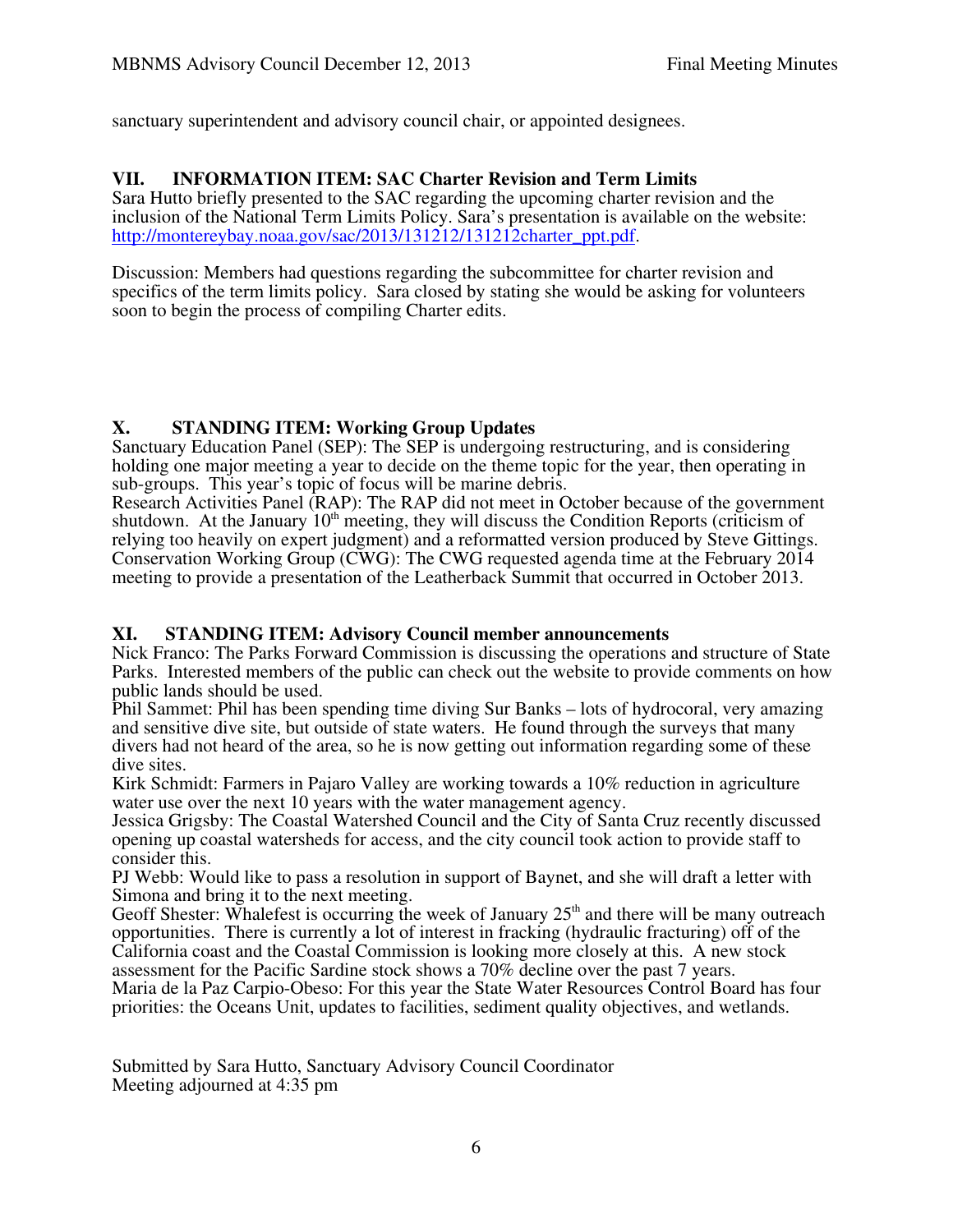sanctuary superintendent and advisory council chair, or appointed designees.

## VII. INFORMATION ITEM: SAC Charter Revision and Term Limits

Sara Hutto briefly presented to the SAC regarding the upcoming charter revision and the inclusion of the National Term Limits Policy. Sara's presentation is available on the website: [http://montereybay.noaa.gov/sac/2013/131212/131212charter_ppt.pdf](http://montereybay.noaa.gov/sac/2013/131212/131212charter_ppt.pdf).

Discussion: Members had questions regarding the subcommittee for charter revision and specifics of the term limits policy. Sara closed by stating she would be asking for volunteers soon to begin the process of compiling Charter edits.

## X. STANDING ITEM: Working Group Updates

Sanctuary Education Panel (SEP): The SEP is undergoing restructuring, and is considering holding one major meeting a year to decide on the theme topic for the year, then operating in sub-groups. This year's topic of focus will be marine debris.

Research Activities Panel (RAP): The RAP did not meet in October because of the government shutdown. At the January 10th meeting, they will discuss the Condition Reports (criticism of relying too heavily on expert judgment) and a reformatted version produced by Steve Gittings.

Conservation Working Group (CWG): The CWG requested agenda time at the February 2014 meeting to provide a presentation of the Leatherback Summit that occurred in October 2013.

## XI. STANDING ITEM: Advisory Council member announcements

Nick Franco: The Parks Forward Commission is discussing the operations and structure of State Parks. Interested members of the public can check out the website to provide comments on how public lands should be used.

Phil Sammet: Phil has been spending time diving Sur Banks – lots of hydrocoral, very amazing and sensitive dive site, but outside of state waters. He found through the surveys that many divers had not heard of the area, so he is now getting out information regarding some of these dive sites.

Kirk Schmidt: Farmers in Pajaro Valley are working towards a 10% reduction in agriculture water use over the next 10 years with the water management agency.

Jessica Grigsby: The Coastal Watershed Council and the City of Santa Cruz recently discussed opening up coastal watersheds for access, and the city council took action to provide staff to consider this.

PJ Webb: Would like to pass a resolution in support of Baynet, and she will draft a letter with Simona and bring it to the next meeting.

Geoff Shester: Whalefest is occurring the week of January 25th and there will be many outreach opportunities. There is currently a lot of interest in fracking (hydraulic fracturing) off of the California coast and the Coastal Commission is looking more closely at this. A new stock assessment for the Pacific Sardine stock shows a 70% decline over the past 7 years.

Maria de la Paz Carpio-Obeso: For this year the State Water Resources Control Board has four priorities: the Oceans Unit, updates to facilities, sediment quality objectives, and wetlands.

Submitted by Sara Hutto, Sanctuary Advisory Council Coordinator
Meeting adjourned at 4:35 pm